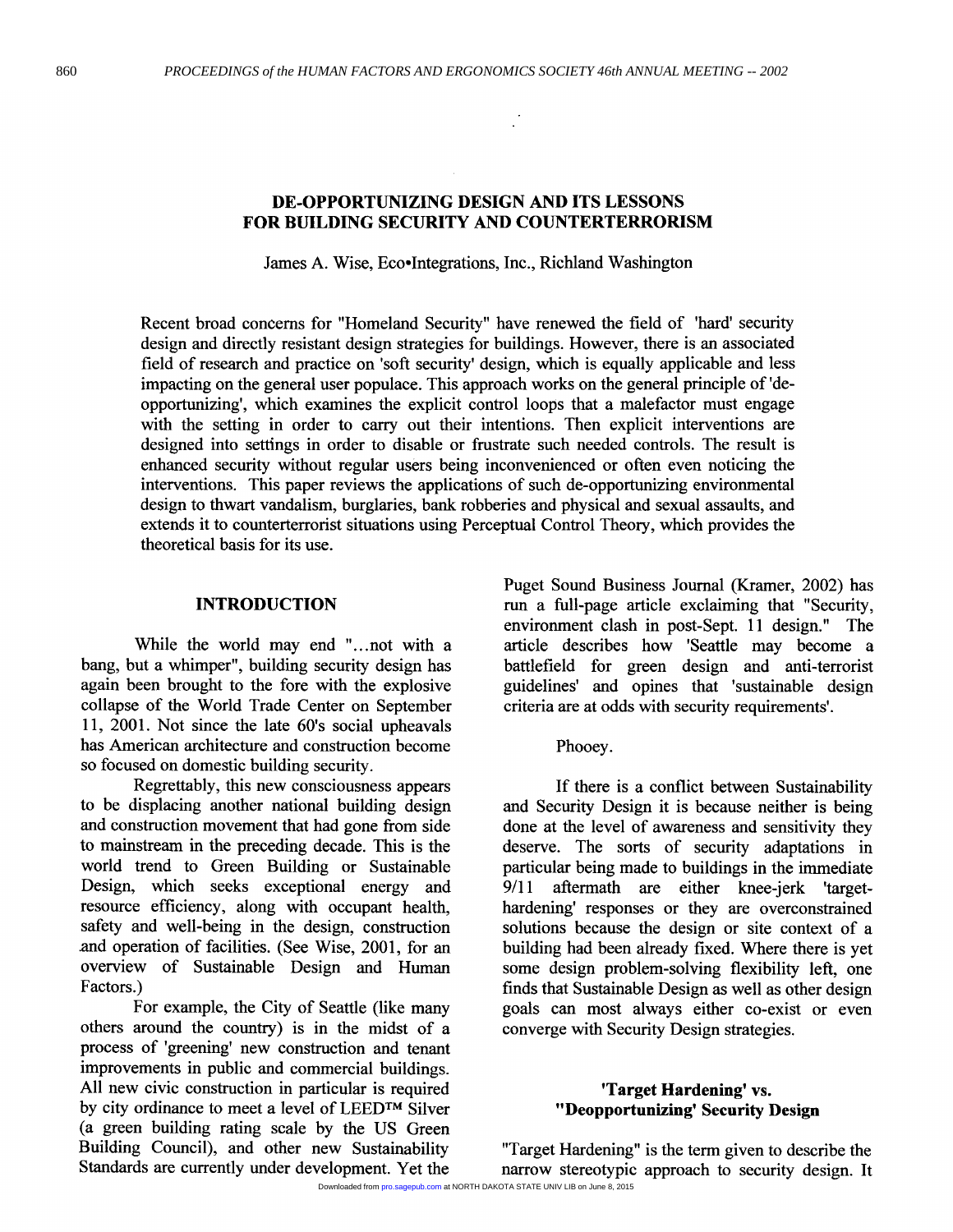# DE-OPPORTUNIZING DESIGN AND ITS LESSONS FOR BUILDING SECURITY AND COUNTERTERRORISM

James A. Wise, Eco•Integrations, Inc., Richland Washington

Recent broad concerns for "Homeland Security" have renewed the field of 'hard' security design and directly resistant design strategies for buildings. However, there is an associated field of research and practice on 'soft security' design, which is equally applicable and less impacting on the general user populace. This approach works on the general principle of 'de-opportunizing', which examines the explicit control loops that a malefactor must engage with the setting in order to carry out their intentions. Then explicit interventions are designed into settings in order to disable or frustrate such needed controls. The result is enhanced security without regular users being inconvenienced or often even noticing the interventions. This paper reviews the applications of such de-opportunizing environmental design to thwart vandalism, burglaries, bank robberies and physical and sexual assaults, and extends it to counterterrorist situations using Perceptual Control Theory, which provides the theoretical basis for its use.

## INTRODUCTION

While the world may end "...not with a bang, but a whimper", building security design has again been brought to the fore with the explosive collapse of the World Trade Center on September 11, 2001. Not since the late 60's social upheavals has American architecture and construction become so focused on domestic building security.

Regrettably, this new consciousness appears to be displacing another national building design and construction movement that had gone from side to mainstream in the preceding decade. This is the world trend to Green Building or Sustainable Design, which seeks exceptional energy and resource efficiency, along with occupant health, safety and well-being in the design, construction and operation of facilities. (See Wise, 2001, for an overview of Sustainable Design and Human Factors.)

For example, the City of Seattle (like many others around the country) is in the midst of a process of 'greening' new construction and tenant improvements in public and commercial buildings. All new civic construction in particular is required by city ordinance to meet a level of LEED™ Silver (a green building rating scale by the US Green Building Council), and other new Sustainability Standards are currently under development. Yet the Puget Sound Business Journal (Kramer, 2002) has run a full-page article exclaiming that "Security, environment clash in post-Sept. 11 design." The article describes how 'Seattle may become a battlefield for green design and anti-terrorist guidelines' and opines that 'sustainable design criteria are at odds with security requirements'.

Phooey.

If there is a conflict between Sustainability and Security Design it is because neither is being done at the level of awareness and sensitivity they deserve. The sorts of security adaptations in particular being made to buildings in the immediate 9/11 aftermath are either knee-jerk 'target-hardening' responses or they are overconstrained solutions because the design or site context of a building had been already fixed. Where there is yet some design problem-solving flexibility left, one finds that Sustainable Design as well as other design goals can most always either co-exist or even converge with Security Design strategies.

### 'Target Hardening' vs. "Deopportunizing' Security Design

"Target Hardening" is the term given to describe the narrow stereotypic approach to security design. It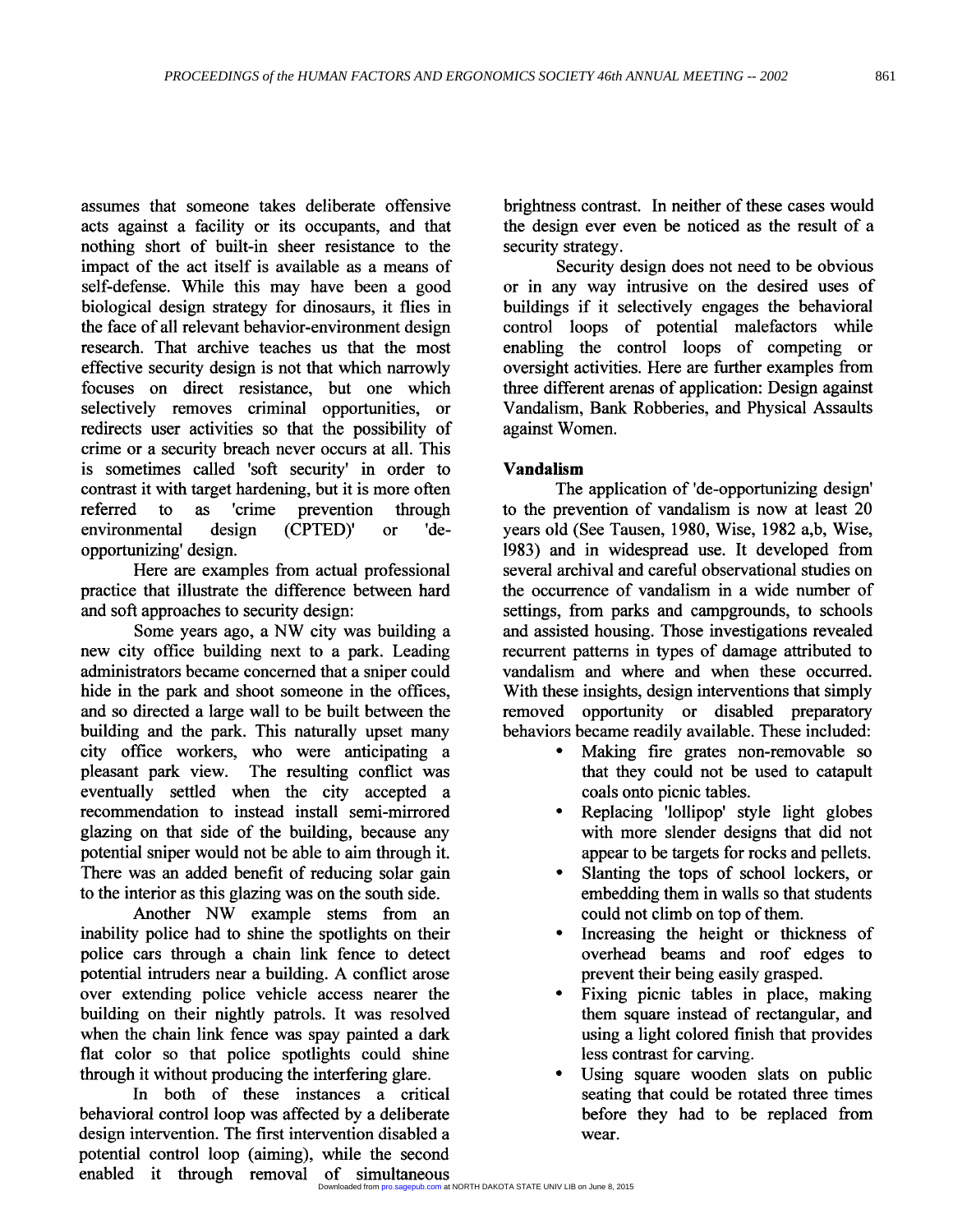assumes that someone takes deliberate offensive acts against a facility or its occupants, and that nothing short of built-in sheer resistance to the impact of the act itself is available as a means of self-defense. While this may have been a good biological design strategy for dinosaurs, it flies in the face of all relevant behavior-environment design research. That archive teaches us that the most effective security design is not that which narrowly focuses on direct resistance, but one which selectively removes criminal opportunities, or redirects user activities so that the possibility of crime or a security breach never occurs at all. This is sometimes called 'soft security' in order to contrast it with target hardening, but it is more often referred to as 'crime prevention through environmental design (CPTED)' or 'de-opportunizing' design.

Here are examples from actual professional practice that illustrate the difference between hard and soft approaches to security design:

Some years ago, a NW city was building a new city office building next to a park. Leading administrators became concerned that a sniper could hide in the park and shoot someone in the offices, and so directed a large wall to be built between the building and the park. This naturally upset many city office workers, who were anticipating a pleasant park view. The resulting conflict was eventually settled when the city accepted a recommendation to instead install semi-mirrored glazing on that side of the building, because any potential sniper would not be able to aim through it. There was an added benefit of reducing solar gain to the interior as this glazing was on the south side.

Another NW example stems from an inability police had to shine the spotlights on their police cars through a chain link fence to detect potential intruders near a building. A conflict arose over extending police vehicle access nearer the building on their nightly patrols. It was resolved when the chain link fence was spay painted a dark flat color so that police spotlights could shine through it without producing the interfering glare.

In both of these instances a critical behavioral control loop was affected by a deliberate design intervention. The first intervention disabled a potential control loop (aiming), while the second enabled it through removal of simultaneous brightness contrast. In neither of these cases would the design ever even be noticed as the result of a security strategy.

Security design does not need to be obvious or in any way intrusive on the desired uses of buildings if it selectively engages the behavioral control loops of potential malefactors while enabling the control loops of competing or oversight activities. Here are further examples from three different arenas of application: Design against Vandalism, Bank Robberies, and Physical Assaults against Women.

## Vandalism

The application of 'de-opportunizing design' to the prevention of vandalism is now at least 20 years old (See Tausen, 1980, Wise, 1982 a,b, Wise, 1983) and in widespread use. It developed from several archival and careful observational studies on the occurrence of vandalism in a wide number of settings, from parks and campgrounds, to schools and assisted housing. Those investigations revealed recurrent patterns in types of damage attributed to vandalism and where and when these occurred. With these insights, design interventions that simply removed opportunity or disabled preparatory behaviors became readily available. These included:

- Making fire grates non-removable so that they could not be used to catapult coals onto picnic tables.
- Replacing 'lollipop' style light globes with more slender designs that did not appear to be targets for rocks and pellets.
- Slanting the tops of school lockers, or embedding them in walls so that students could not climb on top of them.
- Increasing the height or thickness of overhead beams and roof edges to prevent their being easily grasped.
- Fixing picnic tables in place, making them square instead of rectangular, and using a light colored finish that provides less contrast for carving.
- Using square wooden slats on public seating that could be rotated three times before they had to be replaced from wear.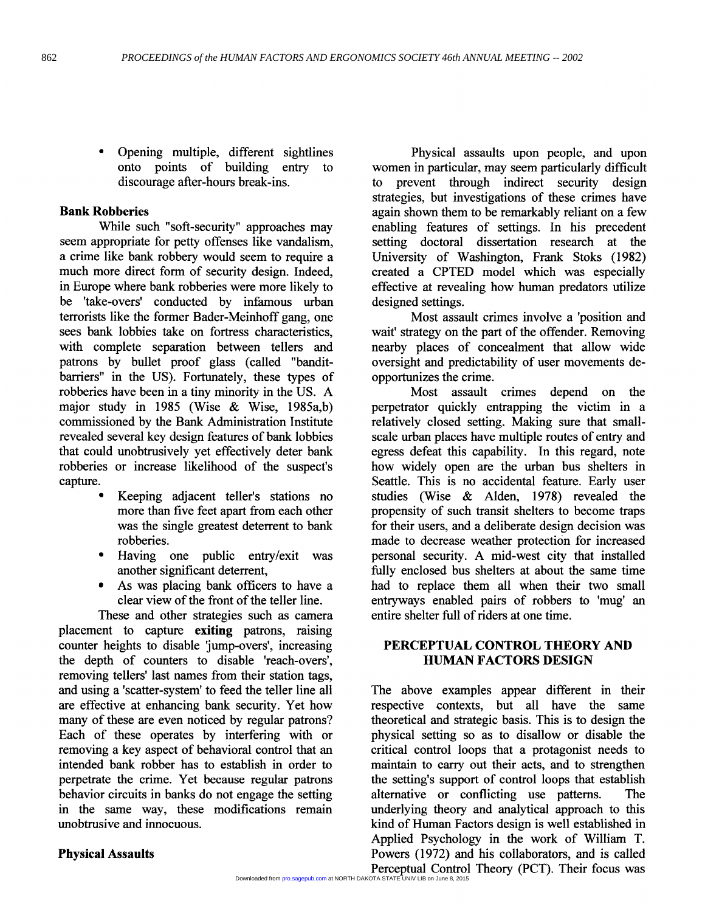- Opening multiple, different sightlines onto points of building entry to discourage after-hours break-ins.

**Bank Robberies**

While such "soft-security" approaches may seem appropriate for petty offenses like vandalism, a crime like bank robbery would seem to require a much more direct form of security design. Indeed, in Europe where bank robberies were more likely to be 'take-overs' conducted by infamous urban terrorists like the former Bader-Meinhoff gang, one sees bank lobbies take on fortress characteristics, with complete separation between tellers and patrons by bullet proof glass (called "bandit-barriers" in the US). Fortunately, these types of robberies have been in a tiny minority in the US. A major study in 1985 (Wise & Wise, 1985a,b) commissioned by the Bank Administration Institute revealed several key design features of bank lobbies that could unobtrusively yet effectively deter bank robberies or increase likelihood of the suspect's capture.

- Keeping adjacent teller's stations no more than five feet apart from each other was the single greatest deterrent to bank robberies.
- Having one public entry/exit was another significant deterrent,
- As was placing bank officers to have a clear view of the front of the teller line.

These and other strategies such as camera placement to capture **exiting** patrons, raising counter heights to disable 'jump-overs', increasing the depth of counters to disable 'reach-overs', removing tellers' last names from their station tags, and using a 'scatter-system' to feed the teller line all are effective at enhancing bank security. Yet how many of these are even noticed by regular patrons? Each of these operates by interfering with or removing a key aspect of behavioral control that an intended bank robber has to establish in order to perpetrate the crime. Yet because regular patrons behavior circuits in banks do not engage the setting in the same way, these modifications remain unobtrusive and innocuous.

**Physical Assaults**

Physical assaults upon people, and upon women in particular, may seem particularly difficult to prevent through indirect security design strategies, but investigations of these crimes have again shown them to be remarkably reliant on a few enabling features of settings. In his precedent setting doctoral dissertation research at the University of Washington, Frank Stoks (1982) created a CPTED model which was especially effective at revealing how human predators utilize designed settings.

Most assault crimes involve a 'position and wait' strategy on the part of the offender. Removing nearby places of concealment that allow wide oversight and predictability of user movements de-opportunizes the crime.

Most assault crimes depend on the perpetrator quickly entrapping the victim in a relatively closed setting. Making sure that small-scale urban places have multiple routes of entry and egress defeat this capability. In this regard, note how widely open are the urban bus shelters in Seattle. This is no accidental feature. Early user studies (Wise & Alden, 1978) revealed the propensity of such transit shelters to become traps for their users, and a deliberate design decision was made to decrease weather protection for increased personal security. A mid-west city that installed fully enclosed bus shelters at about the same time had to replace them all when their two small entryways enabled pairs of robbers to 'mug' an entire shelter full of riders at one time.

## PERCEPTUAL CONTROL THEORY AND HUMAN FACTORS DESIGN

The above examples appear different in their respective contexts, but all have the same theoretical and strategic basis. This is to design the physical setting so as to disallow or disable the critical control loops that a protagonist needs to maintain to carry out their acts, and to strengthen the setting's support of control loops that establish alternative or conflicting use patterns. The underlying theory and analytical approach to this kind of Human Factors design is well established in Applied Psychology in the work of William T. Powers (1972) and his collaborators, and is called Perceptual Control Theory (PCT). Their focus was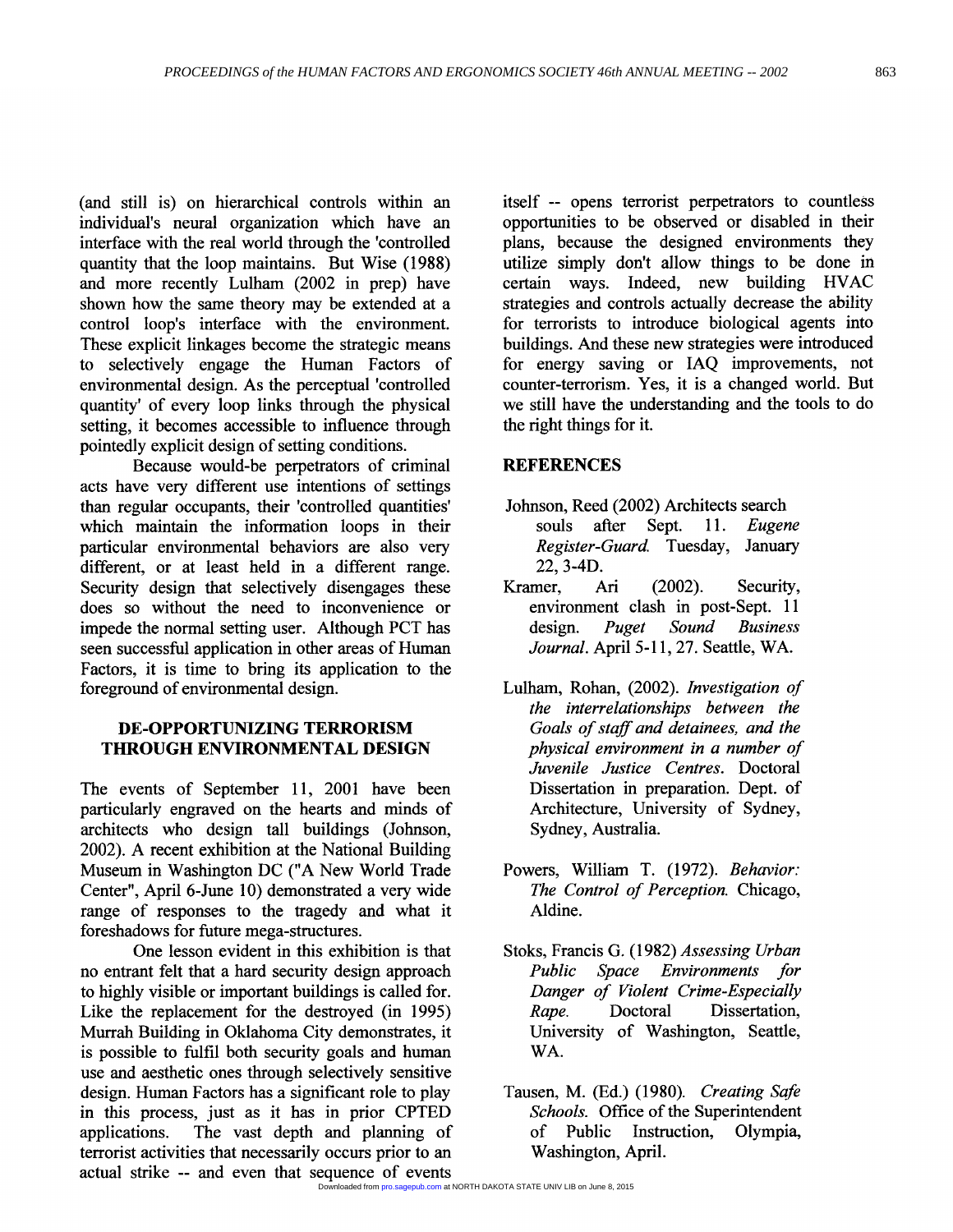(and still is) on hierarchical controls within an individual's neural organization which have an interface with the real world through the 'controlled quantity that the loop maintains. But Wise (1988) and more recently Lulham (2002 in prep) have shown how the same theory may be extended at a control loop's interface with the environment. These explicit linkages become the strategic means to selectively engage the Human Factors of environmental design. As the perceptual 'controlled quantity' of every loop links through the physical setting, it becomes accessible to influence through pointedly explicit design of setting conditions.

Because would-be perpetrators of criminal acts have very different use intentions of settings than regular occupants, their 'controlled quantities' which maintain the information loops in their particular environmental behaviors are also very different, or at least held in a different range. Security design that selectively disengages these does so without the need to inconvenience or impede the normal setting user. Although PCT has seen successful application in other areas of Human Factors, it is time to bring its application to the foreground of environmental design.

## DE-OPPORTUNIZING TERRORISM THROUGH ENVIRONMENTAL DESIGN

The events of September 11, 2001 have been particularly engraved on the hearts and minds of architects who design tall buildings (Johnson, 2002). A recent exhibition at the National Building Museum in Washington DC ("A New World Trade Center", April 6-June 10) demonstrated a very wide range of responses to the tragedy and what it foreshadows for future mega-structures.

One lesson evident in this exhibition is that no entrant felt that a hard security design approach to highly visible or important buildings is called for. Like the replacement for the destroyed (in 1995) Murrah Building in Oklahoma City demonstrates, it is possible to fulfil both security goals and human use and aesthetic ones through selectively sensitive design. Human Factors has a significant role to play in this process, just as it has in prior CPTED applications. The vast depth and planning of terrorist activities that necessarily occurs prior to an actual strike -- and even that sequence of events itself -- opens terrorist perpetrators to countless opportunities to be observed or disabled in their plans, because the designed environments they utilize simply don't allow things to be done in certain ways. Indeed, new building HVAC strategies and controls actually decrease the ability for terrorists to introduce biological agents into buildings. And these new strategies were introduced for energy saving or IAQ improvements, not counter-terrorism. Yes, it is a changed world. But we still have the understanding and the tools to do the right things for it.

## REFERENCES

Johnson, Reed (2002) Architects search souls after Sept. 11. *Eugene Register-Guard.* Tuesday, January 22, 3-4D.

Kramer, Ari (2002). Security, environment clash in post-Sept. 11 design. *Puget Sound Business Journal*. April 5-11, 27. Seattle, WA.

Lulham, Rohan, (2002). *Investigation of the interrelationships between the Goals of staff and detainees, and the physical environment in a number of Juvenile Justice Centres*. Doctoral Dissertation in preparation. Dept. of Architecture, University of Sydney, Sydney, Australia.

Powers, William T. (1972). *Behavior: The Control of Perception.* Chicago, Aldine.

Stoks, Francis G. (1982) *Assessing Urban Public Space Environments for Danger of Violent Crime-Especially Rape.* Doctoral Dissertation, University of Washington, Seattle, WA.

Tausen, M. (Ed.) (1980). *Creating Safe Schools.* Office of the Superintendent of Public Instruction, Olympia, Washington, April.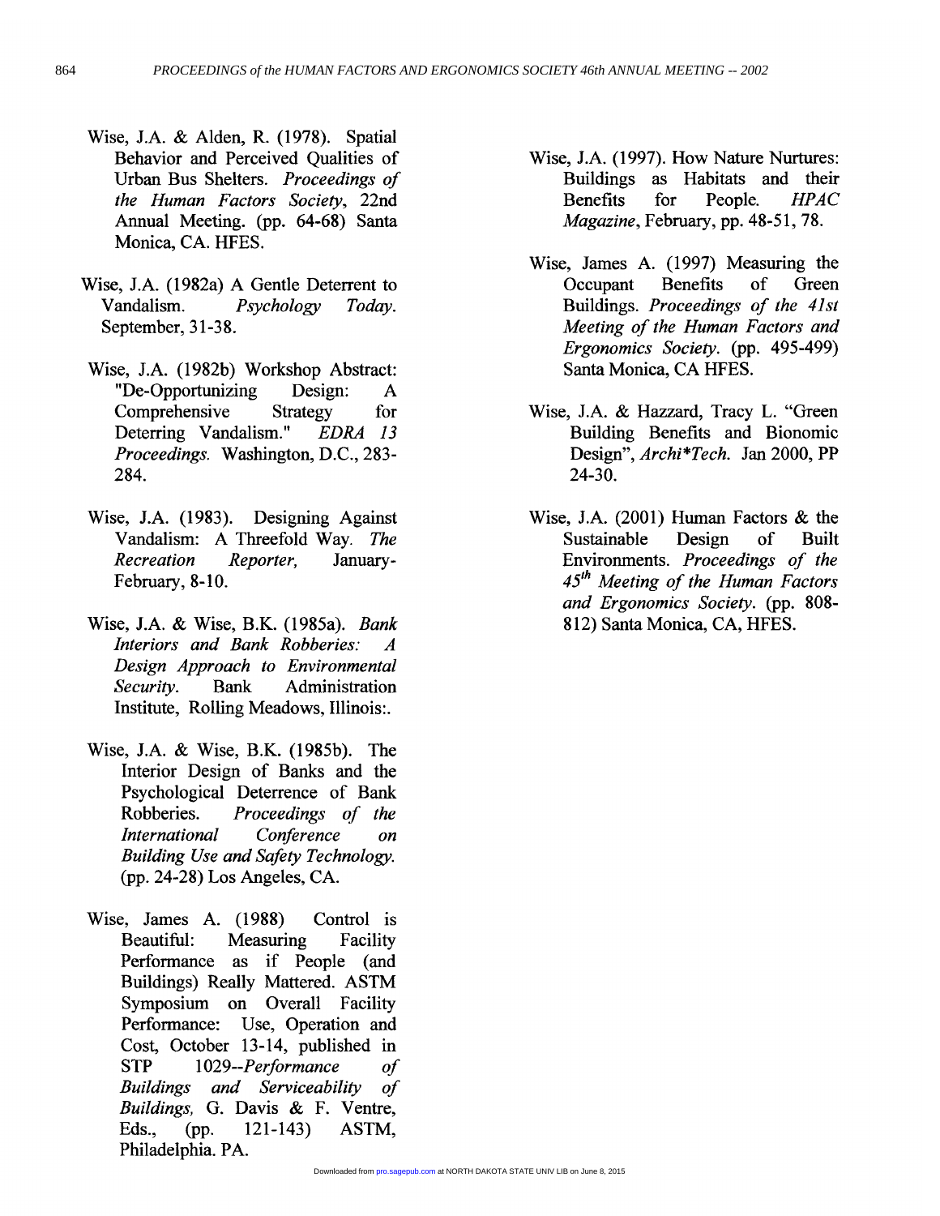Wise, J.A. & Alden, R. (1978). Spatial Behavior and Perceived Qualities of Urban Bus Shelters. *Proceedings of the Human Factors Society*, 22nd Annual Meeting. (pp. 64-68) Santa Monica, CA. HFES.

Wise, J.A. (1982a) A Gentle Deterrent to Vandalism. *Psychology Today*. September, 31-38.

Wise, J.A. (1982b) Workshop Abstract: "De-Opportunizing Design: A Comprehensive Strategy for Deterring Vandalism." *EDRA 13 Proceedings*. Washington, D.C., 283-284.

Wise, J.A. (1983). Designing Against Vandalism: A Threefold Way. *The Recreation Reporter*, January-February, 8-10.

Wise, J.A. & Wise, B.K. (1985a). *Bank Interiors and Bank Robberies: A Design Approach to Environmental Security*. Bank Administration Institute, Rolling Meadows, Illinois:.

Wise, J.A. & Wise, B.K. (1985b). The Interior Design of Banks and the Psychological Deterrence of Bank Robberies. *Proceedings of the International Conference on Building Use and Safety Technology*. (pp. 24-28) Los Angeles, CA.

Wise, James A. (1988) Control is Beautiful: Measuring Facility Performance as if People (and Buildings) Really Mattered. ASTM Symposium on Overall Facility Performance: Use, Operation and Cost, October 13-14, published in STP 1029--*Performance of Buildings and Serviceability of Buildings*, G. Davis & F. Ventre, Eds., (pp. 121-143) ASTM, Philadelphia. PA.

Wise, J.A. (1997). How Nature Nurtures: Buildings as Habitats and their Benefits for People. *HPAC Magazine*, February, pp. 48-51, 78.

Wise, James A. (1997) Measuring the Occupant Benefits of Green Buildings. *Proceedings of the 41st Meeting of the Human Factors and Ergonomics Society*. (pp. 495-499) Santa Monica, CA HFES.

Wise, J.A. & Hazzard, Tracy L. "Green Building Benefits and Bionomic Design", *Archi*Tech*. Jan 2000, PP 24-30.

Wise, J.A. (2001) Human Factors & the Sustainable Design of Built Environments. *Proceedings of the 45th Meeting of the Human Factors and Ergonomics Society*. (pp. 808-812) Santa Monica, CA, HFES.